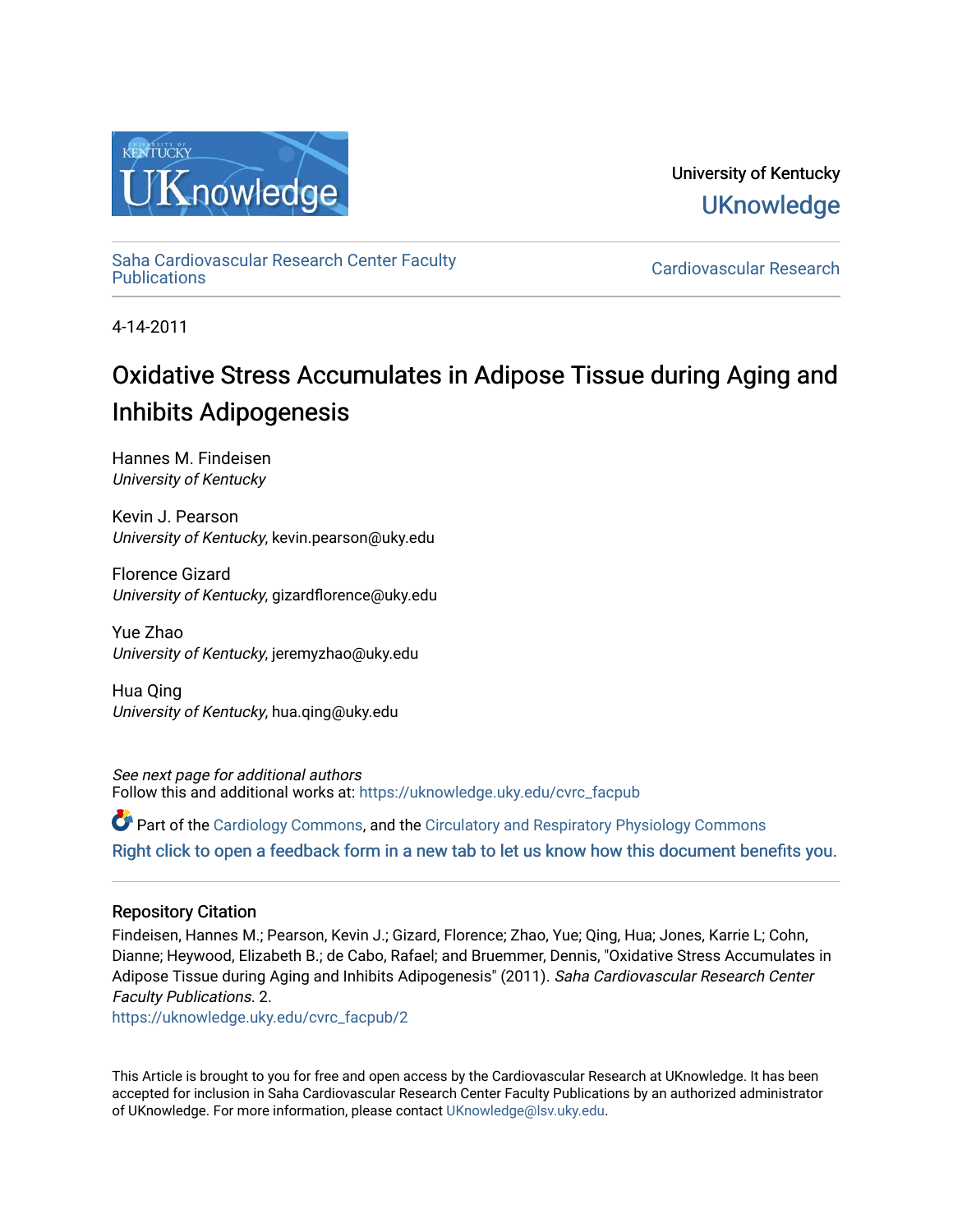University of Kentucky

UKnowledge

Saha Cardiovascular Research Center Faculty Publications

Cardiovascular Research

4-14-2011

# Oxidative Stress Accumulates in Adipose Tissue during Aging and Inhibits Adipogenesis

Hannes M. Findeisen
*University of Kentucky*

Kevin J. Pearson
*University of Kentucky*, kevin.pearson@uky.edu

Florence Gizard
*University of Kentucky*, gizardflorence@uky.edu

Yue Zhao
*University of Kentucky*, jeremyzhao@uky.edu

Hua Qing
*University of Kentucky*, hua.qing@uky.edu

*See next page for additional authors*

Follow this and additional works at: https://uknowledge.uky.edu/cvrc_facpub

Part of the Cardiology Commons, and the Circulatory and Respiratory Physiology Commons

Right click to open a feedback form in a new tab to let us know how this document benefits you.

## Repository Citation

Findeisen, Hannes M.; Pearson, Kevin J.; Gizard, Florence; Zhao, Yue; Qing, Hua; Jones, Karrie L; Cohn, Dianne; Heywood, Elizabeth B.; de Cabo, Rafael; and Bruemmer, Dennis, "Oxidative Stress Accumulates in Adipose Tissue during Aging and Inhibits Adipogenesis" (2011). *Saha Cardiovascular Research Center Faculty Publications*. 2.

https://uknowledge.uky.edu/cvrc_facpub/2

This Article is brought to you for free and open access by the Cardiovascular Research at UKnowledge. It has been accepted for inclusion in Saha Cardiovascular Research Center Faculty Publications by an authorized administrator of UKnowledge. For more information, please contact UKnowledge@lsv.uky.edu.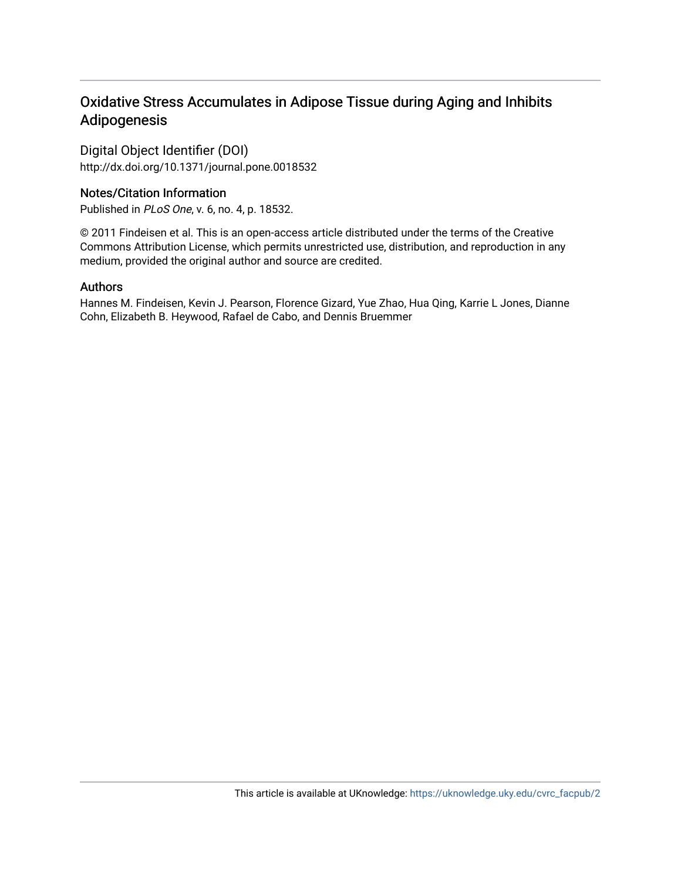# Oxidative Stress Accumulates in Adipose Tissue during Aging and Inhibits Adipogenesis

## Digital Object Identifier (DOI)

http://dx.doi.org/10.1371/journal.pone.0018532

## Notes/Citation Information

Published in *PLoS One*, v. 6, no. 4, p. 18532.

© 2011 Findeisen et al. This is an open-access article distributed under the terms of the Creative Commons Attribution License, which permits unrestricted use, distribution, and reproduction in any medium, provided the original author and source are credited.

## Authors

Hannes M. Findeisen, Kevin J. Pearson, Florence Gizard, Yue Zhao, Hua Qing, Karrie L Jones, Dianne Cohn, Elizabeth B. Heywood, Rafael de Cabo, and Dennis Bruemmer

This article is available at UKnowledge: https://uknowledge.uky.edu/cvrc_facpub/2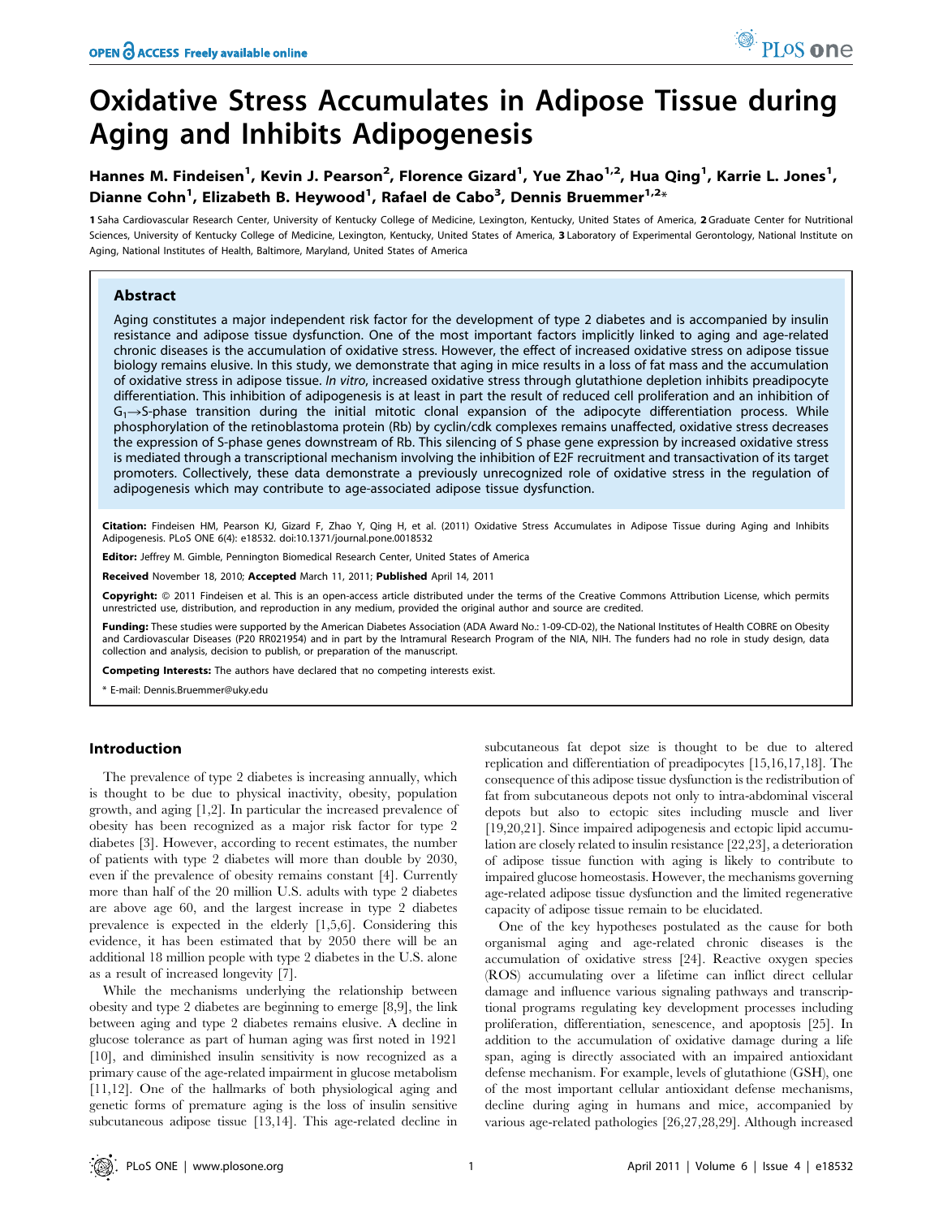# Oxidative Stress Accumulates in Adipose Tissue during Aging and Inhibits Adipogenesis

Hannes M. Findeisen[1], Kevin J. Pearson[2], Florence Gizard[1], Yue Zhao[1,2], Hua Qing[1], Karrie L. Jones[1], Dianne Cohn[1], Elizabeth B. Heywood[1], Rafael de Cabo[3], Dennis Bruemmer[1,2]*

1 Saha Cardiovascular Research Center, University of Kentucky College of Medicine, Lexington, Kentucky, United States of America, 2 Graduate Center for Nutritional Sciences, University of Kentucky College of Medicine, Lexington, Kentucky, United States of America, 3 Laboratory of Experimental Gerontology, National Institute on Aging, National Institutes of Health, Baltimore, Maryland, United States of America

## Abstract

Aging constitutes a major independent risk factor for the development of type 2 diabetes and is accompanied by insulin resistance and adipose tissue dysfunction. One of the most important factors implicitly linked to aging and age-related chronic diseases is the accumulation of oxidative stress. However, the effect of increased oxidative stress on adipose tissue biology remains elusive. In this study, we demonstrate that aging in mice results in a loss of fat mass and the accumulation of oxidative stress in adipose tissue. *In vitro*, increased oxidative stress through glutathione depletion inhibits preadipocyte differentiation. This inhibition of adipogenesis is at least in part the result of reduced cell proliferation and an inhibition of $G_1 \rightarrow S$-phase transition during the initial mitotic clonal expansion of the adipocyte differentiation process. While phosphorylation of the retinoblastoma protein (Rb) by cyclin/cdk complexes remains unaffected, oxidative stress decreases the expression of S-phase genes downstream of Rb. This silencing of S phase gene expression by increased oxidative stress is mediated through a transcriptional mechanism involving the inhibition of E2F recruitment and transactivation of its target promoters. Collectively, these data demonstrate a previously unrecognized role of oxidative stress in the regulation of adipogenesis which may contribute to age-associated adipose tissue dysfunction.

**Citation:** Findeisen HM, Pearson KJ, Gizard F, Zhao Y, Qing H, et al. (2011) Oxidative Stress Accumulates in Adipose Tissue during Aging and Inhibits Adipogenesis. PLoS ONE 6(4): e18532. doi:10.1371/journal.pone.0018532

**Editor:** Jeffrey M. Gimble, Pennington Biomedical Research Center, United States of America

**Received** November 18, 2010; **Accepted** March 11, 2011; **Published** April 14, 2011

**Copyright:** © 2011 Findeisen et al. This is an open-access article distributed under the terms of the Creative Commons Attribution License, which permits unrestricted use, distribution, and reproduction in any medium, provided the original author and source are credited.

**Funding:** These studies were supported by the American Diabetes Association (ADA Award No.: 1-09-CD-02), the National Institutes of Health COBRE on Obesity and Cardiovascular Diseases (P20 RR021954) and in part by the Intramural Research Program of the NIA, NIH. The funders had no role in study design, data collection and analysis, decision to publish, or preparation of the manuscript.

**Competing Interests:** The authors have declared that no competing interests exist.

\* E-mail: Dennis.Bruemmer@uky.edu

## Introduction

The prevalence of type 2 diabetes is increasing annually, which is thought to be due to physical inactivity, obesity, population growth, and aging [1,2]. In particular the increased prevalence of obesity has been recognized as a major risk factor for type 2 diabetes [3]. However, according to recent estimates, the number of patients with type 2 diabetes will more than double by 2030, even if the prevalence of obesity remains constant [4]. Currently more than half of the 20 million U.S. adults with type 2 diabetes are above age 60, and the largest increase in type 2 diabetes prevalence is expected in the elderly [1,5,6]. Considering this evidence, it has been estimated that by 2050 there will be an additional 18 million people with type 2 diabetes in the U.S. alone as a result of increased longevity [7].

While the mechanisms underlying the relationship between obesity and type 2 diabetes are beginning to emerge [8,9], the link between aging and type 2 diabetes remains elusive. A decline in glucose tolerance as part of human aging was first noted in 1921 [10], and diminished insulin sensitivity is now recognized as a primary cause of the age-related impairment in glucose metabolism [11,12]. One of the hallmarks of both physiological aging and genetic forms of premature aging is the loss of insulin sensitive subcutaneous adipose tissue [13,14]. This age-related decline in subcutaneous fat depot size is thought to be due to altered replication and differentiation of preadipocytes [15,16,17,18]. The consequence of this adipose tissue dysfunction is the redistribution of fat from subcutaneous depots not only to intra-abdominal visceral depots but also to ectopic sites including muscle and liver [19,20,21]. Since impaired adipogenesis and ectopic lipid accumulation are closely related to insulin resistance [22,23], a deterioration of adipose tissue function with aging is likely to contribute to impaired glucose homeostasis. However, the mechanisms governing age-related adipose tissue dysfunction and the limited regenerative capacity of adipose tissue remain to be elucidated.

One of the key hypotheses postulated as the cause for both organismal aging and age-related chronic diseases is the accumulation of oxidative stress [24]. Reactive oxygen species (ROS) accumulating over a lifetime can inflict direct cellular damage and influence various signaling pathways and transcriptional programs regulating key development processes including proliferation, differentiation, senescence, and apoptosis [25]. In addition to the accumulation of oxidative damage during a life span, aging is directly associated with an impaired antioxidant defense mechanism. For example, levels of glutathione (GSH), one of the most important cellular antioxidant defense mechanisms, decline during aging in humans and mice, accompanied by various age-related pathologies [26,27,28,29]. Although increased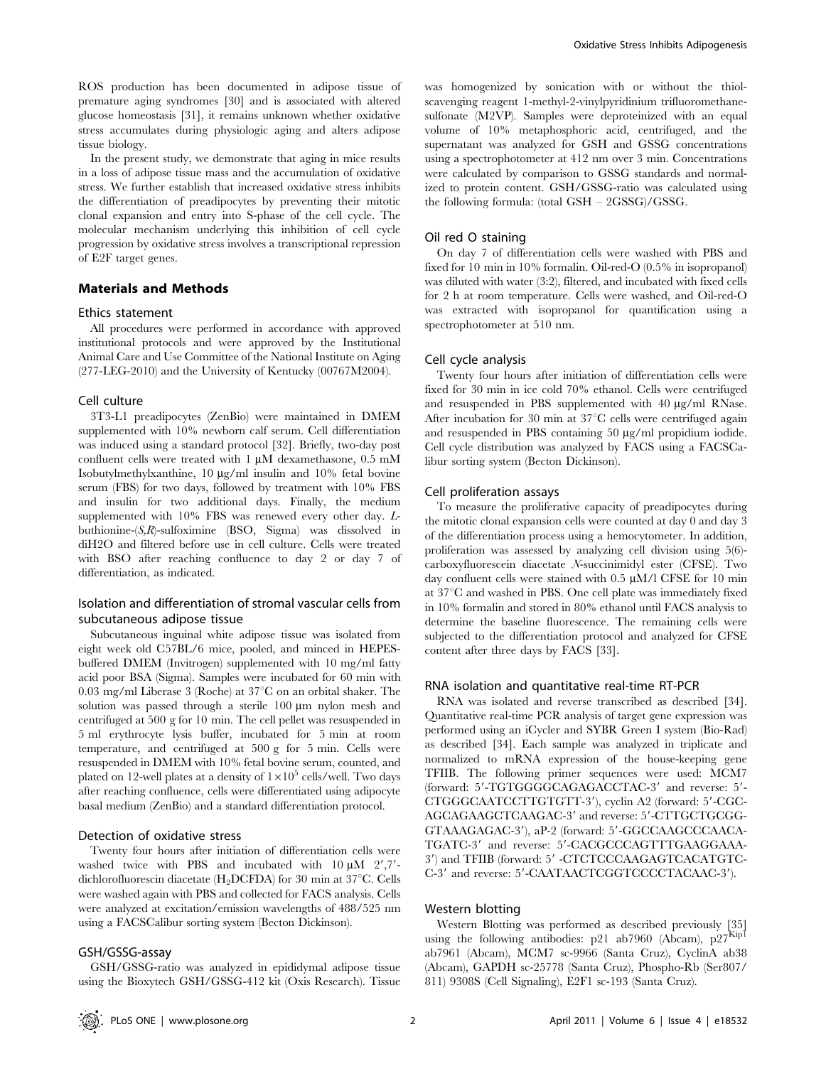ROS production has been documented in adipose tissue of premature aging syndromes [30] and is associated with altered glucose homeostasis [31], it remains unknown whether oxidative stress accumulates during physiologic aging and alters adipose tissue biology.

In the present study, we demonstrate that aging in mice results in a loss of adipose tissue mass and the accumulation of oxidative stress. We further establish that increased oxidative stress inhibits the differentiation of preadipocytes by preventing their mitotic clonal expansion and entry into S-phase of the cell cycle. The molecular mechanism underlying this inhibition of cell cycle progression by oxidative stress involves a transcriptional repression of E2F target genes.

## Materials and Methods

### Ethics statement

All procedures were performed in accordance with approved institutional protocols and were approved by the Institutional Animal Care and Use Committee of the National Institute on Aging (277-LEG-2010) and the University of Kentucky (00767M2004).

### Cell culture

3T3-L1 preadipocytes (ZenBio) were maintained in DMEM supplemented with 10% newborn calf serum. Cell differentiation was induced using a standard protocol [32]. Briefly, two-day post confluent cells were treated with 1 µM dexamethasone, 0.5 mM Isobutylmethylxanthine, 10 µg/ml insulin and 10% fetal bovine serum (FBS) for two days, followed by treatment with 10% FBS and insulin for two additional days. Finally, the medium supplemented with 10% FBS was renewed every other day. *L*-buthionine-(*S,R*)-sulfoximine (BSO, Sigma) was dissolved in diH2O and filtered before use in cell culture. Cells were treated with BSO after reaching confluence to day 2 or day 7 of differentiation, as indicated.

### Isolation and differentiation of stromal vascular cells from subcutaneous adipose tissue

Subcutaneous inguinal white adipose tissue was isolated from eight week old C57BL/6 mice, pooled, and minced in HEPES-buffered DMEM (Invitrogen) supplemented with 10 mg/ml fatty acid poor BSA (Sigma). Samples were incubated for 60 min with 0.03 mg/ml Liberase 3 (Roche) at 37°C on an orbital shaker. The solution was passed through a sterile 100 µm nylon mesh and centrifuged at 500 g for 10 min. The cell pellet was resuspended in 5 ml erythrocyte lysis buffer, incubated for 5 min at room temperature, and centrifuged at 500 g for 5 min. Cells were resuspended in DMEM with 10% fetal bovine serum, counted, and plated on 12-well plates at a density of $1\times10^5$ cells/well. Two days after reaching confluence, cells were differentiated using adipocyte basal medium (ZenBio) and a standard differentiation protocol.

### Detection of oxidative stress

Twenty four hours after initiation of differentiation cells were washed twice with PBS and incubated with 10 µM 2′,7′-dichlorofluorescin diacetate ($H_2$DCFDA) for 30 min at 37°C. Cells were washed again with PBS and collected for FACS analysis. Cells were analyzed at excitation/emission wavelengths of 488/525 nm using a FACSCalibur sorting system (Becton Dickinson).

### GSH/GSSG-assay

GSH/GSSG-ratio was analyzed in epididymal adipose tissue using the Bioxytech GSH/GSSG-412 kit (Oxis Research). Tissue was homogenized by sonication with or without the thiol-scavenging reagent 1-methyl-2-vinylpyridinium trifluoromethane-sulfonate (M2VP). Samples were deproteinized with an equal volume of 10% metaphosphoric acid, centrifuged, and the supernatant was analyzed for GSH and GSSG concentrations using a spectrophotometer at 412 nm over 3 min. Concentrations were calculated by comparison to GSSG standards and normalized to protein content. GSH/GSSG-ratio was calculated using the following formula: (total GSH – 2GSSG)/GSSG.

### Oil red O staining

On day 7 of differentiation cells were washed with PBS and fixed for 10 min in 10% formalin. Oil-red-O (0.5% in isopropanol) was diluted with water (3:2), filtered, and incubated with fixed cells for 2 h at room temperature. Cells were washed, and Oil-red-O was extracted with isopropanol for quantification using a spectrophotometer at 510 nm.

### Cell cycle analysis

Twenty four hours after initiation of differentiation cells were fixed for 30 min in ice cold 70% ethanol. Cells were centrifuged and resuspended in PBS supplemented with 40 µg/ml RNase. After incubation for 30 min at 37°C cells were centrifuged again and resuspended in PBS containing 50 µg/ml propidium iodide. Cell cycle distribution was analyzed by FACS using a FACSCalibur sorting system (Becton Dickinson).

### Cell proliferation assays

To measure the proliferative capacity of preadipocytes during the mitotic clonal expansion cells were counted at day 0 and day 3 of the differentiation process using a hemocytometer. In addition, proliferation was assessed by analyzing cell division using 5(6)-carboxyfluorescein diacetate *N*-succinimidyl ester (CFSE). Two day confluent cells were stained with 0.5 µM/l CFSE for 10 min at 37°C and washed in PBS. One cell plate was immediately fixed in 10% formalin and stored in 80% ethanol until FACS analysis to determine the baseline fluorescence. The remaining cells were subjected to the differentiation protocol and analyzed for CFSE content after three days by FACS [33].

### RNA isolation and quantitative real-time RT-PCR

RNA was isolated and reverse transcribed as described [34]. Quantitative real-time PCR analysis of target gene expression was performed using an iCycler and SYBR Green I system (Bio-Rad) as described [34]. Each sample was analyzed in triplicate and normalized to mRNA expression of the house-keeping gene TFIIB. The following primer sequences were used: MCM7 (forward: 5′-TGTGGGGCAGAGACCTAC-3′ and reverse: 5′-CTGGGCAATCCTTGTGTT-3′), cyclin A2 (forward: 5′-CGC-AGCAGAAGCTCAAGAC-3′ and reverse: 5′-CTTGCTGCGG-GTAAAGAGAC-3′), aP-2 (forward: 5′-GGCCAAGCCCAACA-TGATC-3′ and reverse: 5′-CACGCCCAGTTTGAAGGAAA-3′) and TFIIB (forward: 5′ -CTCTCCCAAGAGTCACATGTC-C-3′ and reverse: 5′-CAATAACTCGGTCCCCTACAAC-3′).

### Western blotting

Western Blotting was performed as described previously [35] using the following antibodies: p21 ab7960 (Abcam), $p27^{Kip1}$ ab7961 (Abcam), MCM7 sc-9966 (Santa Cruz), CyclinA ab38 (Abcam), GAPDH sc-25778 (Santa Cruz), Phospho-Rb (Ser807/811) 9308S (Cell Signaling), E2F1 sc-193 (Santa Cruz).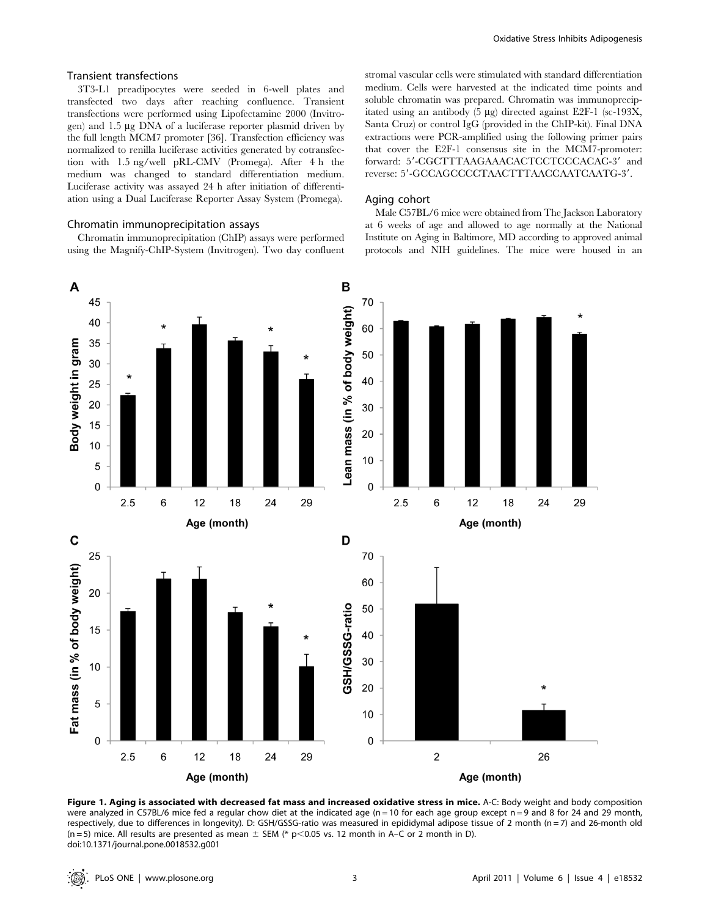### Transient transfections

3T3-L1 preadipocytes were seeded in 6-well plates and transfected two days after reaching confluence. Transient transfections were performed using Lipofectamine 2000 (Invitrogen) and 1.5 µg DNA of a luciferase reporter plasmid driven by the full length MCM7 promoter [36]. Transfection efficiency was normalized to renilla luciferase activities generated by cotransfection with 1.5 ng/well pRL-CMV (Promega). After 4 h the medium was changed to standard differentiation medium. Luciferase activity was assayed 24 h after initiation of differentiation using a Dual Luciferase Reporter Assay System (Promega).

### Chromatin immunoprecipitation assays

Chromatin immunoprecipitation (ChIP) assays were performed using the Magnify-ChIP-System (Invitrogen). Two day confluent stromal vascular cells were stimulated with standard differentiation medium. Cells were harvested at the indicated time points and soluble chromatin was prepared. Chromatin was immunoprecipitated using an antibody (5 µg) directed against E2F-1 (sc-193X, Santa Cruz) or control IgG (provided in the ChIP-kit). Final DNA extractions were PCR-amplified using the following primer pairs that cover the E2F-1 consensus site in the MCM7-promoter: forward: 5′-CGCTTTAAGAAACACTCCTCCCACAC-3′ and reverse: 5′-GCCAGCCCCTAACTTTAACCAATCAATG-3′.

### Aging cohort

Male C57BL/6 mice were obtained from The Jackson Laboratory at 6 weeks of age and allowed to age normally at the National Institute on Aging in Baltimore, MD according to approved animal protocols and NIH guidelines. The mice were housed in an

**Figure 1. Aging is associated with decreased fat mass and increased oxidative stress in mice.** A-C: Body weight and body composition were analyzed in C57BL/6 mice fed a regular chow diet at the indicated age (n = 10 for each age group except n = 9 and 8 for 24 and 29 month, respectively, due to differences in longevity). D: GSH/GSSG-ratio was measured in epididymal adipose tissue of 2 month (n = 7) and 26-month old (n = 5) mice. All results are presented as mean ± SEM (* $p<0.05$ vs. 12 month in A–C or 2 month in D).
doi:10.1371/journal.pone.0018532.g001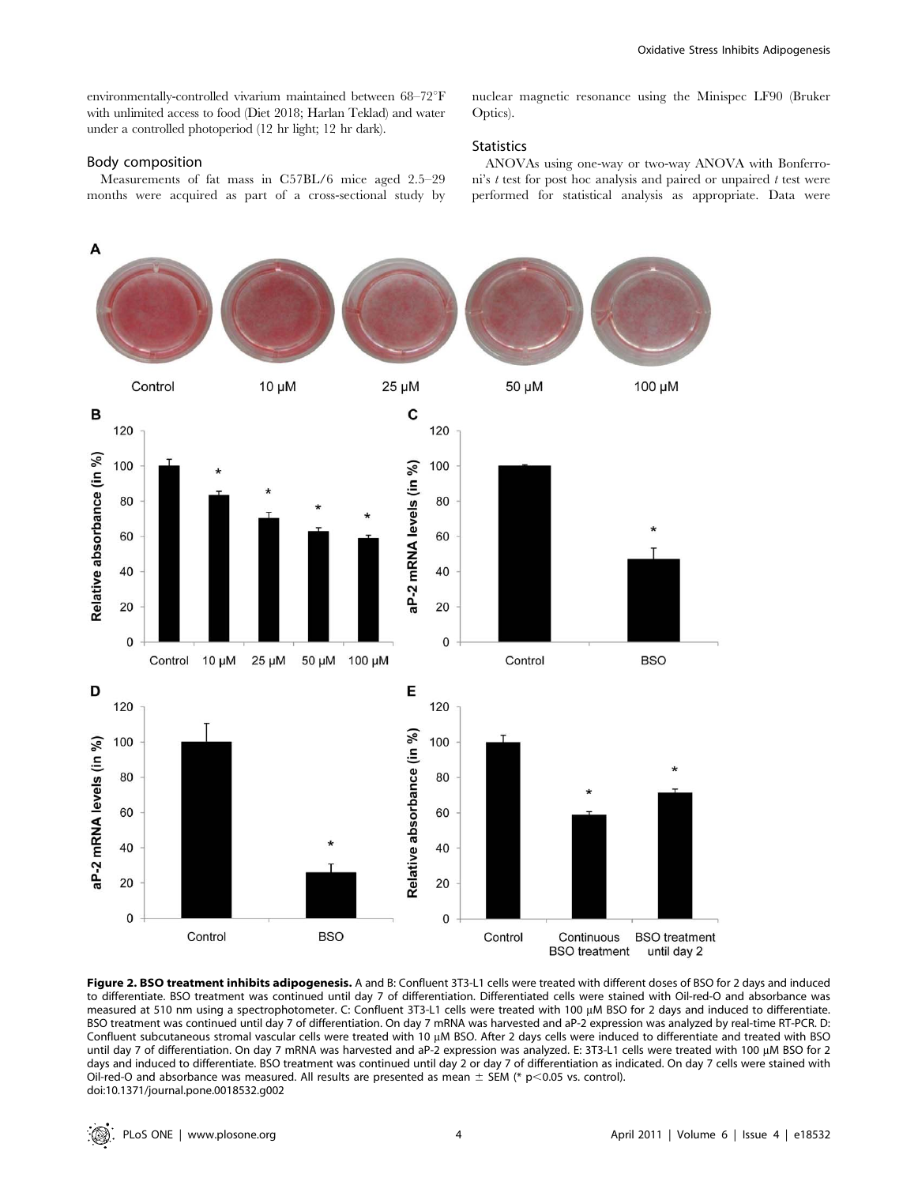environmentally-controlled vivarium maintained between 68–72°F with unlimited access to food (Diet 2018; Harlan Teklad) and water under a controlled photoperiod (12 hr light; 12 hr dark).

### Body composition

Measurements of fat mass in C57BL/6 mice aged 2.5–29 months were acquired as part of a cross-sectional study by nuclear magnetic resonance using the Minispec LF90 (Bruker Optics).

### Statistics

ANOVAs using one-way or two-way ANOVA with Bonferroni's *t* test for post hoc analysis and paired or unpaired *t* test were performed for statistical analysis as appropriate. Data were

**Figure 2. BSO treatment inhibits adipogenesis.** A and B: Confluent 3T3-L1 cells were treated with different doses of BSO for 2 days and induced to differentiate. BSO treatment was continued until day 7 of differentiation. Differentiated cells were stained with Oil-red-O and absorbance was measured at 510 nm using a spectrophotometer. C: Confluent 3T3-L1 cells were treated with 100 μM BSO for 2 days and induced to differentiate. BSO treatment was continued until day 7 of differentiation. On day 7 mRNA was harvested and aP-2 expression was analyzed by real-time RT-PCR. D: Confluent subcutaneous stromal vascular cells were treated with 10 μM BSO. After 2 days cells were induced to differentiate and treated with BSO until day 7 of differentiation. On day 7 mRNA was harvested and aP-2 expression was analyzed. E: 3T3-L1 cells were treated with 100 μM BSO for 2 days and induced to differentiate. BSO treatment was continued until day 2 or day 7 of differentiation as indicated. On day 7 cells were stained with Oil-red-O and absorbance was measured. All results are presented as mean ± SEM (* $p<0.05$ vs. control).
doi:10.1371/journal.pone.0018532.g002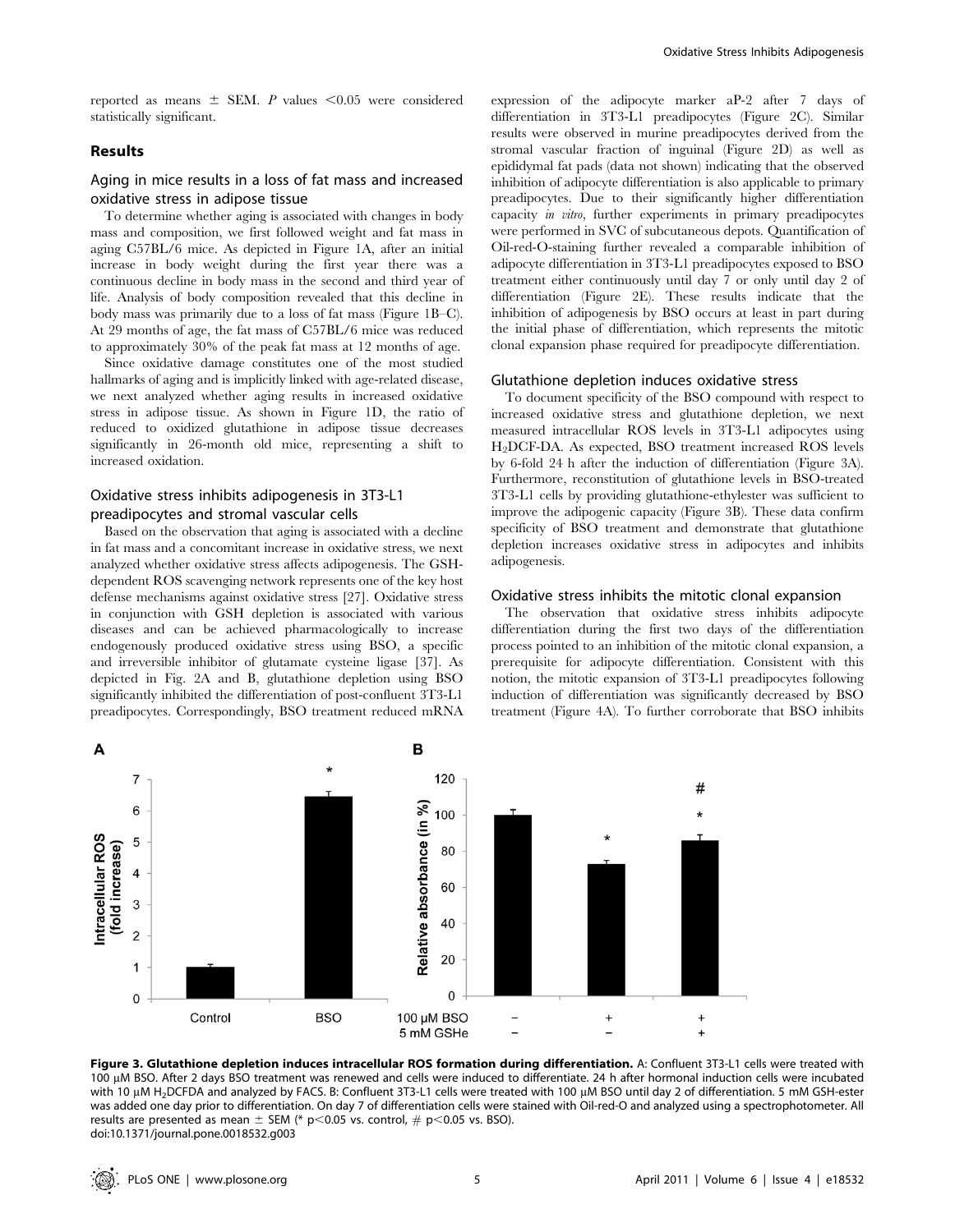reported as means ± SEM. P values <0.05 were considered statistically significant.

## Results

### Aging in mice results in a loss of fat mass and increased oxidative stress in adipose tissue

To determine whether aging is associated with changes in body mass and composition, we first followed weight and fat mass in aging C57BL/6 mice. As depicted in Figure 1A, after an initial increase in body weight during the first year there was a continuous decline in body mass in the second and third year of life. Analysis of body composition revealed that this decline in body mass was primarily due to a loss of fat mass (Figure 1B–C). At 29 months of age, the fat mass of C57BL/6 mice was reduced to approximately 30% of the peak fat mass at 12 months of age.

Since oxidative damage constitutes one of the most studied hallmarks of aging and is implicitly linked with age-related disease, we next analyzed whether aging results in increased oxidative stress in adipose tissue. As shown in Figure 1D, the ratio of reduced to oxidized glutathione in adipose tissue decreases significantly in 26-month old mice, representing a shift to increased oxidation.

### Oxidative stress inhibits adipogenesis in 3T3-L1 preadipocytes and stromal vascular cells

Based on the observation that aging is associated with a decline in fat mass and a concomitant increase in oxidative stress, we next analyzed whether oxidative stress affects adipogenesis. The GSH-dependent ROS scavenging network represents one of the key host defense mechanisms against oxidative stress [27]. Oxidative stress in conjunction with GSH depletion is associated with various diseases and can be achieved pharmacologically to increase endogenously produced oxidative stress using BSO, a specific and irreversible inhibitor of glutamate cysteine ligase [37]. As depicted in Fig. 2A and B, glutathione depletion using BSO significantly inhibited the differentiation of post-confluent 3T3-L1 preadipocytes. Correspondingly, BSO treatment reduced mRNA expression of the adipocyte marker aP-2 after 7 days of differentiation in 3T3-L1 preadipocytes (Figure 2C). Similar results were observed in murine preadipocytes derived from the stromal vascular fraction of inguinal (Figure 2D) as well as epididymal fat pads (data not shown) indicating that the observed inhibition of adipocyte differentiation is also applicable to primary preadipocytes. Due to their significantly higher differentiation capacity *in vitro*, further experiments in primary preadipocytes were performed in SVC of subcutaneous depots. Quantification of Oil-red-O-staining further revealed a comparable inhibition of adipocyte differentiation in 3T3-L1 preadipocytes exposed to BSO treatment either continuously until day 7 or only until day 2 of differentiation (Figure 2E). These results indicate that the inhibition of adipogenesis by BSO occurs at least in part during the initial phase of differentiation, which represents the mitotic clonal expansion phase required for preadipocyte differentiation.

### Glutathione depletion induces oxidative stress

To document specificity of the BSO compound with respect to increased oxidative stress and glutathione depletion, we next measured intracellular ROS levels in 3T3-L1 adipocytes using $H_2$DCF-DA. As expected, BSO treatment increased ROS levels by 6-fold 24 h after the induction of differentiation (Figure 3A). Furthermore, reconstitution of glutathione levels in BSO-treated 3T3-L1 cells by providing glutathione-ethylester was sufficient to improve the adipogenic capacity (Figure 3B). These data confirm specificity of BSO treatment and demonstrate that glutathione depletion increases oxidative stress in adipocytes and inhibits adipogenesis.

### Oxidative stress inhibits the mitotic clonal expansion

The observation that oxidative stress inhibits adipocyte differentiation during the first two days of the differentiation process pointed to an inhibition of the mitotic clonal expansion, a prerequisite for adipocyte differentiation. Consistent with this notion, the mitotic expansion of 3T3-L1 preadipocytes following induction of differentiation was significantly decreased by BSO treatment (Figure 4A). To further corroborate that BSO inhibits

**Figure 3. Glutathione depletion induces intracellular ROS formation during differentiation.** A: Confluent 3T3-L1 cells were treated with 100 µM BSO. After 2 days BSO treatment was renewed and cells were induced to differentiate. 24 h after hormonal induction cells were incubated with 10 µM $H_2$DCFDA and analyzed by FACS. B: Confluent 3T3-L1 cells were treated with 100 µM BSO until day 2 of differentiation. 5 mM GSH-ester was added one day prior to differentiation. On day 7 of differentiation cells were stained with Oil-red-O and analyzed using a spectrophotometer. All results are presented as mean ± SEM (* $p<0.05$ vs. control, # $p<0.05$ vs. BSO).
doi:10.1371/journal.pone.0018532.g003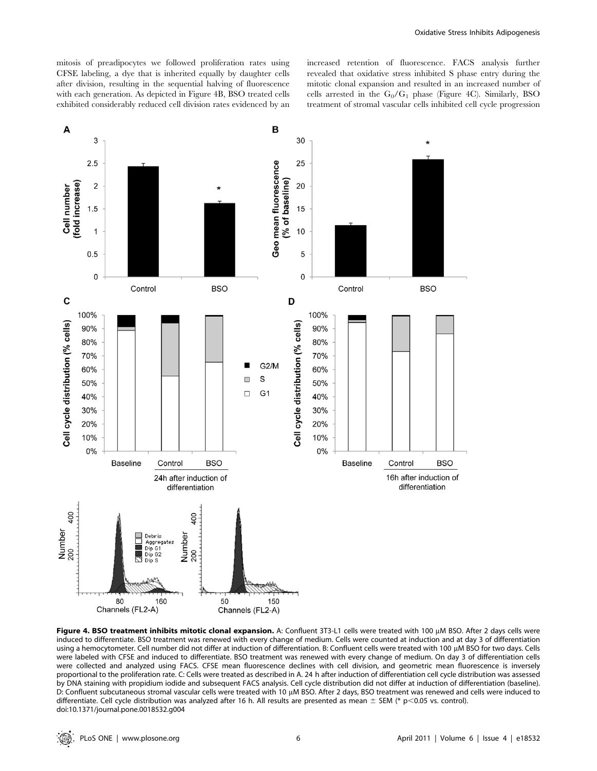mitosis of preadipocytes we followed proliferation rates using CFSE labeling, a dye that is inherited equally by daughter cells after division, resulting in the sequential halving of fluorescence with each generation. As depicted in Figure 4B, BSO treated cells exhibited considerably reduced cell division rates evidenced by an increased retention of fluorescence. FACS analysis further revealed that oxidative stress inhibited S phase entry during the mitotic clonal expansion and resulted in an increased number of cells arrested in the $G_0/G_1$ phase (Figure 4C). Similarly, BSO treatment of stromal vascular cells inhibited cell cycle progression

**Figure 4. BSO treatment inhibits mitotic clonal expansion.** A: Confluent 3T3-L1 cells were treated with 100 µM BSO. After 2 days cells were induced to differentiate. BSO treatment was renewed with every change of medium. Cells were counted at induction and at day 3 of differentiation using a hemocytometer. Cell number did not differ at induction of differentiation. B: Confluent cells were treated with 100 µM BSO for two days. Cells were labeled with CFSE and induced to differentiate. BSO treatment was renewed with every change of medium. On day 3 of differentiation cells were collected and analyzed using FACS. CFSE mean fluorescence declines with cell division, and geometric mean fluorescence is inversely proportional to the proliferation rate. C: Cells were treated as described in A. 24 h after induction of differentiation cell cycle distribution was assessed by DNA staining with propidium iodide and subsequent FACS analysis. Cell cycle distribution did not differ at induction of differentiation (baseline). D: Confluent subcutaneous stromal vascular cells were treated with 10 µM BSO. After 2 days, BSO treatment was renewed and cells were induced to differentiate. Cell cycle distribution was analyzed after 16 h. All results are presented as mean ± SEM (* $p<0.05$ vs. control).
doi:10.1371/journal.pone.0018532.g004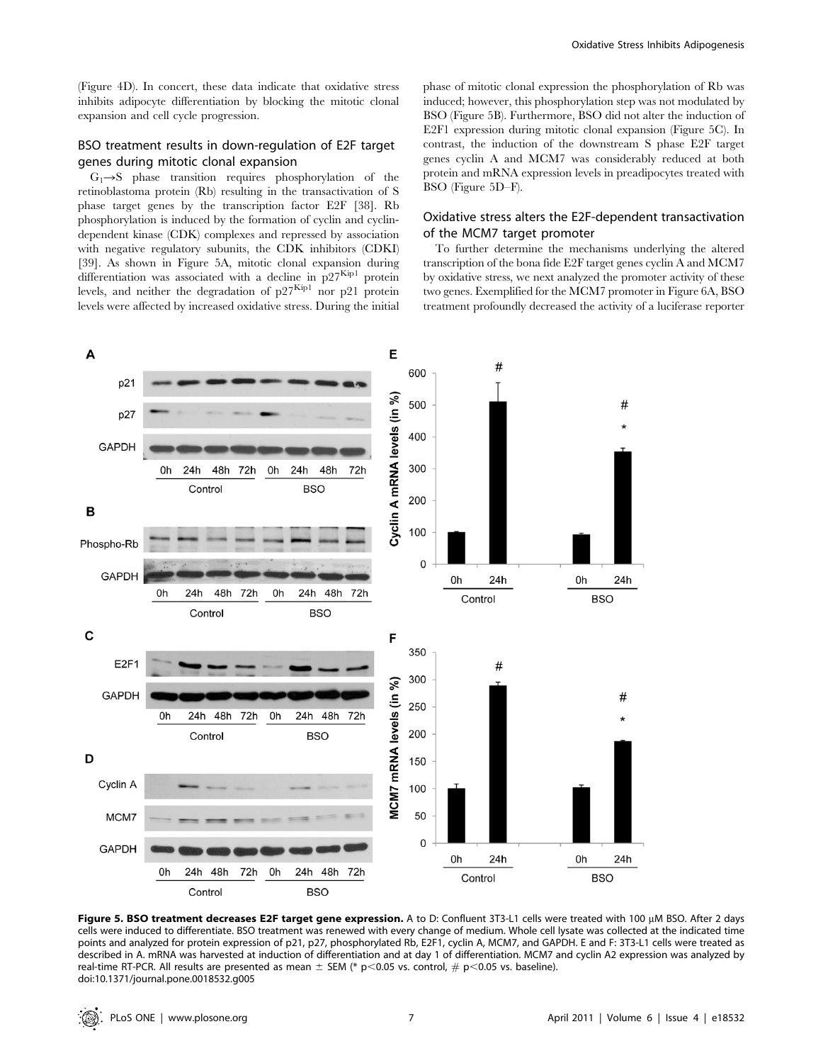(Figure 4D). In concert, these data indicate that oxidative stress inhibits adipocyte differentiation by blocking the mitotic clonal expansion and cell cycle progression.

### BSO treatment results in down-regulation of E2F target genes during mitotic clonal expansion

$G_1 \rightarrow S$ phase transition requires phosphorylation of the retinoblastoma protein (Rb) resulting in the transactivation of S phase target genes by the transcription factor E2F [38]. Rb phosphorylation is induced by the formation of cyclin and cyclin-dependent kinase (CDK) complexes and repressed by association with negative regulatory subunits, the CDK inhibitors (CDKI) [39]. As shown in Figure 5A, mitotic clonal expansion during differentiation was associated with a decline in $p27^{Kip1}$ protein levels, and neither the degradation of $p27^{Kip1}$ nor p21 protein levels were affected by increased oxidative stress. During the initial phase of mitotic clonal expression the phosphorylation of Rb was induced; however, this phosphorylation step was not modulated by BSO (Figure 5B). Furthermore, BSO did not alter the induction of E2F1 expression during mitotic clonal expansion (Figure 5C). In contrast, the induction of the downstream S phase E2F target genes cyclin A and MCM7 was considerably reduced at both protein and mRNA expression levels in preadipocytes treated with BSO (Figure 5D–F).

### Oxidative stress alters the E2F-dependent transactivation of the MCM7 target promoter

To further determine the mechanisms underlying the altered transcription of the bona fide E2F target genes cyclin A and MCM7 by oxidative stress, we next analyzed the promoter activity of these two genes. Exemplified for the MCM7 promoter in Figure 6A, BSO treatment profoundly decreased the activity of a luciferase reporter

**Figure 5. BSO treatment decreases E2F target gene expression.** A to D: Confluent 3T3-L1 cells were treated with 100 µM BSO. After 2 days cells were induced to differentiate. BSO treatment was renewed with every change of medium. Whole cell lysate was collected at the indicated time points and analyzed for protein expression of p21, p27, phosphorylated Rb, E2F1, cyclin A, MCM7, and GAPDH. E and F: 3T3-L1 cells were treated as described in A. mRNA was harvested at induction of differentiation and at day 1 of differentiation. MCM7 and cyclin A2 expression was analyzed by real-time RT-PCR. All results are presented as mean ± SEM (* $p<0.05$ vs. control, # $p<0.05$ vs. baseline).
doi:10.1371/journal.pone.0018532.g005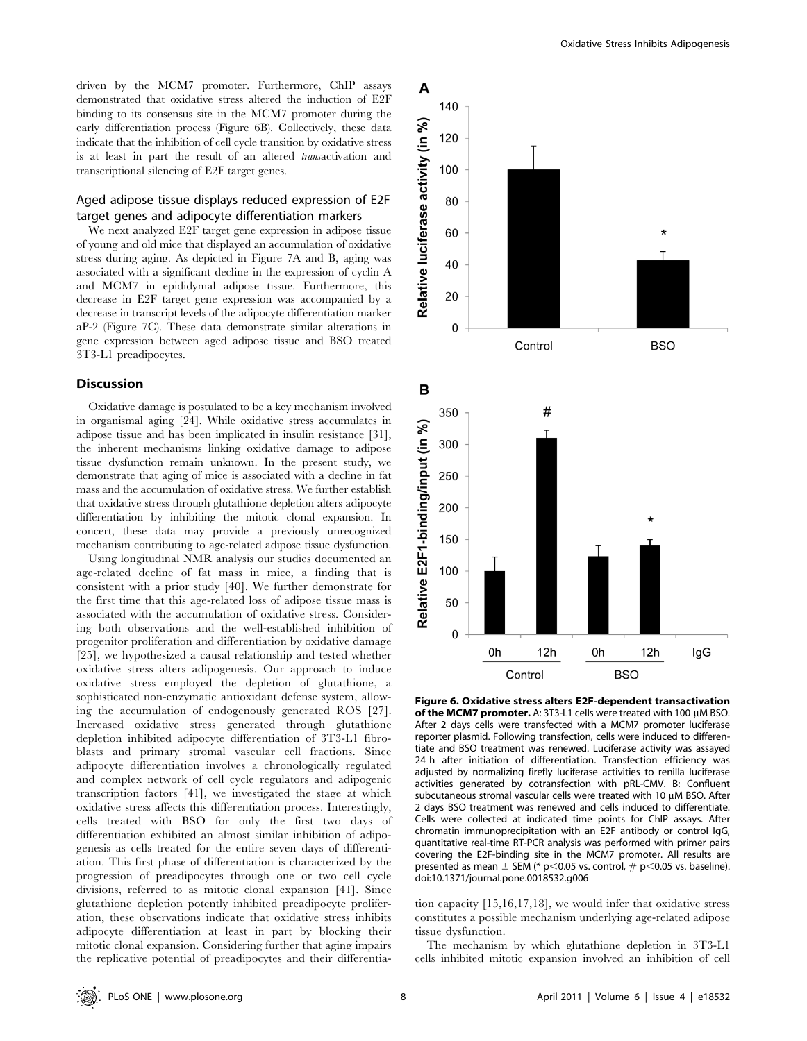driven by the MCM7 promoter. Furthermore, ChIP assays demonstrated that oxidative stress altered the induction of E2F binding to its consensus site in the MCM7 promoter during the early differentiation process (Figure 6B). Collectively, these data indicate that the inhibition of cell cycle transition by oxidative stress is at least in part the result of an altered *trans*activation and transcriptional silencing of E2F target genes.

## Aged adipose tissue displays reduced expression of E2F target genes and adipocyte differentiation markers

We next analyzed E2F target gene expression in adipose tissue of young and old mice that displayed an accumulation of oxidative stress during aging. As depicted in Figure 7A and B, aging was associated with a significant decline in the expression of cyclin A and MCM7 in epididymal adipose tissue. Furthermore, this decrease in E2F target gene expression was accompanied by a decrease in transcript levels of the adipocyte differentiation marker aP-2 (Figure 7C). These data demonstrate similar alterations in gene expression between aged adipose tissue and BSO treated 3T3-L1 preadipocytes.

## Discussion

Oxidative damage is postulated to be a key mechanism involved in organismal aging [24]. While oxidative stress accumulates in adipose tissue and has been implicated in insulin resistance [31], the inherent mechanisms linking oxidative damage to adipose tissue dysfunction remain unknown. In the present study, we demonstrate that aging of mice is associated with a decline in fat mass and the accumulation of oxidative stress. We further establish that oxidative stress through glutathione depletion alters adipocyte differentiation by inhibiting the mitotic clonal expansion. In concert, these data may provide a previously unrecognized mechanism contributing to age-related adipose tissue dysfunction.

Using longitudinal NMR analysis our studies documented an age-related decline of fat mass in mice, a finding that is consistent with a prior study [40]. We further demonstrate for the first time that this age-related loss of adipose tissue mass is associated with the accumulation of oxidative stress. Considering both observations and the well-established inhibition of progenitor proliferation and differentiation by oxidative damage [25], we hypothesized a causal relationship and tested whether oxidative stress alters adipogenesis. Our approach to induce oxidative stress employed the depletion of glutathione, a sophisticated non-enzymatic antioxidant defense system, allowing the accumulation of endogenously generated ROS [27]. Increased oxidative stress generated through glutathione depletion inhibited adipocyte differentiation of 3T3-L1 fibroblasts and primary stromal vascular cell fractions. Since adipocyte differentiation involves a chronologically regulated and complex network of cell cycle regulators and adipogenic transcription factors [41], we investigated the stage at which oxidative stress affects this differentiation process. Interestingly, cells treated with BSO for only the first two days of differentiation exhibited an almost similar inhibition of adipogenesis as cells treated for the entire seven days of differentiation. This first phase of differentiation is characterized by the progression of preadipocytes through one or two cell cycle divisions, referred to as mitotic clonal expansion [41]. Since glutathione depletion potently inhibited preadipocyte proliferation, these observations indicate that oxidative stress inhibits adipocyte differentiation at least in part by blocking their mitotic clonal expansion. Considering further that aging impairs the replicative potential of preadipocytes and their differentiation capacity [15,16,17,18], we would infer that oxidative stress constitutes a possible mechanism underlying age-related adipose tissue dysfunction.

The mechanism by which glutathione depletion in 3T3-L1 cells inhibited mitotic expansion involved an inhibition of cell

**Figure 6. Oxidative stress alters E2F-dependent transactivation of the MCM7 promoter.** A: 3T3-L1 cells were treated with 100 μM BSO. After 2 days cells were transfected with a MCM7 promoter luciferase reporter plasmid. Following transfection, cells were induced to differentiate and BSO treatment was renewed. Luciferase activity was assayed 24 h after initiation of differentiation. Transfection efficiency was adjusted by normalizing firefly luciferase activities to renilla luciferase activities generated by cotransfection with pRL-CMV. B: Confluent subcutaneous stromal vascular cells were treated with 10 μM BSO. After 2 days BSO treatment was renewed and cells induced to differentiate. Cells were collected at indicated time points for ChIP assays. After chromatin immunoprecipitation with an E2F antibody or control IgG, quantitative real-time RT-PCR analysis was performed with primer pairs covering the E2F-binding site in the MCM7 promoter. All results are presented as mean ± SEM (* $p<0.05$ vs. control, # $p<0.05$ vs. baseline).
doi:10.1371/journal.pone.0018532.g006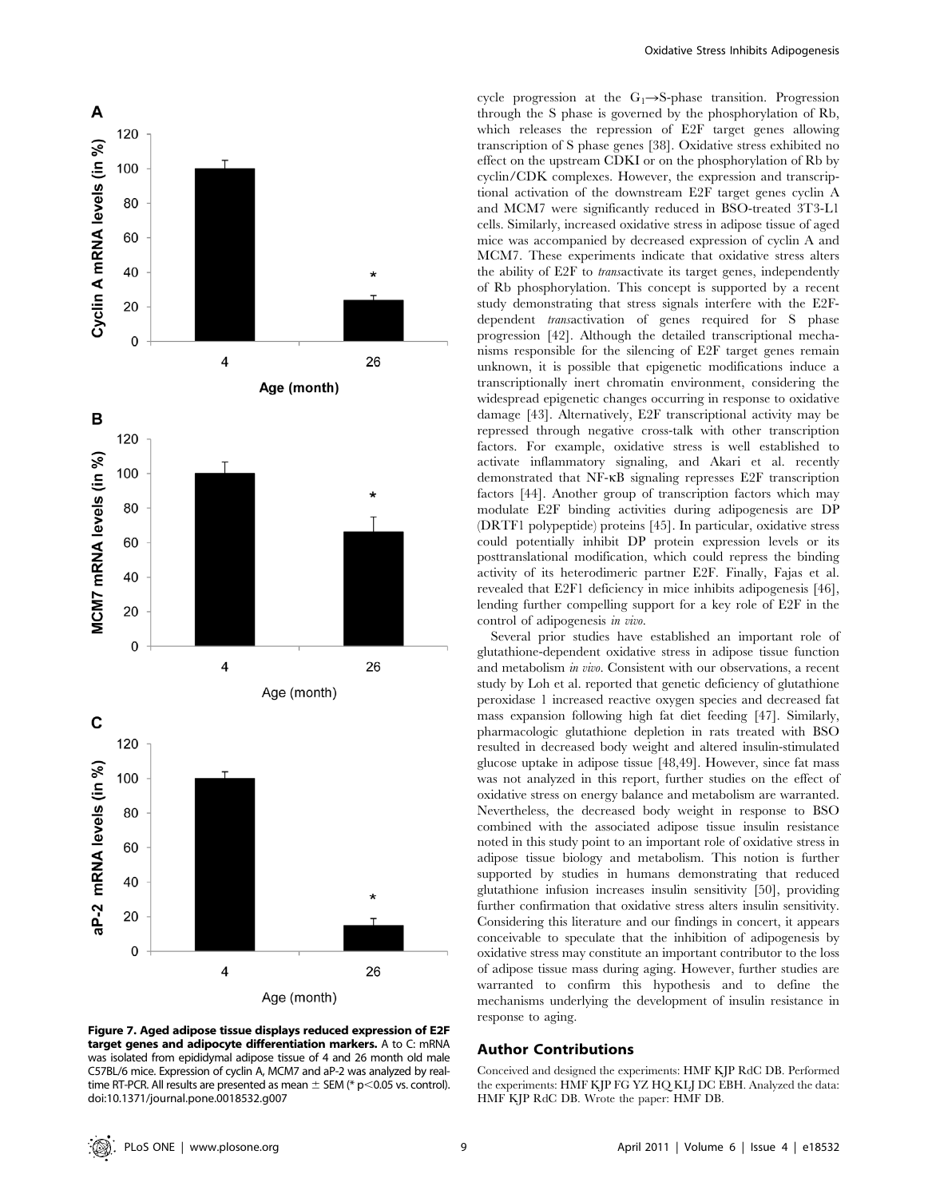**Figure 7. Aged adipose tissue displays reduced expression of E2F target genes and adipocyte differentiation markers.** A to C: mRNA was isolated from epididymal adipose tissue of 4 and 26 month old male C57BL/6 mice. Expression of cyclin A, MCM7 and aP-2 was analyzed by real-time RT-PCR. All results are presented as mean ± SEM (* $p<0.05$ vs. control).
doi:10.1371/journal.pone.0018532.g007

cycle progression at the $G_1 \rightarrow S$-phase transition. Progression through the S phase is governed by the phosphorylation of Rb, which releases the repression of E2F target genes allowing transcription of S phase genes [38]. Oxidative stress exhibited no effect on the upstream CDKI or on the phosphorylation of Rb by cyclin/CDK complexes. However, the expression and transcriptional activation of the downstream E2F target genes cyclin A and MCM7 were significantly reduced in BSO-treated 3T3-L1 cells. Similarly, increased oxidative stress in adipose tissue of aged mice was accompanied by decreased expression of cyclin A and MCM7. These experiments indicate that oxidative stress alters the ability of E2F to *trans*activate its target genes, independently of Rb phosphorylation. This concept is supported by a recent study demonstrating that stress signals interfere with the E2F-dependent *trans*activation of genes required for S phase progression [42]. Although the detailed transcriptional mechanisms responsible for the silencing of E2F target genes remain unknown, it is possible that epigenetic modifications induce a transcriptionally inert chromatin environment, considering the widespread epigenetic changes occurring in response to oxidative damage [43]. Alternatively, E2F transcriptional activity may be repressed through negative cross-talk with other transcription factors. For example, oxidative stress is well established to activate inflammatory signaling, and Akari et al. recently demonstrated that NF-κB signaling represses E2F transcription factors [44]. Another group of transcription factors which may modulate E2F binding activities during adipogenesis are DP (DRTF1 polypeptide) proteins [45]. In particular, oxidative stress could potentially inhibit DP protein expression levels or its posttranslational modification, which could repress the binding activity of its heterodimeric partner E2F. Finally, Fajas et al. revealed that E2F1 deficiency in mice inhibits adipogenesis [46], lending further compelling support for a key role of E2F in the control of adipogenesis *in vivo*.

Several prior studies have established an important role of glutathione-dependent oxidative stress in adipose tissue function and metabolism *in vivo*. Consistent with our observations, a recent study by Loh et al. reported that genetic deficiency of glutathione peroxidase 1 increased reactive oxygen species and decreased fat mass expansion following high fat diet feeding [47]. Similarly, pharmacologic glutathione depletion in rats treated with BSO resulted in decreased body weight and altered insulin-stimulated glucose uptake in adipose tissue [48,49]. However, since fat mass was not analyzed in this report, further studies on the effect of oxidative stress on energy balance and metabolism are warranted. Nevertheless, the decreased body weight in response to BSO combined with the associated adipose tissue insulin resistance noted in this study point to an important role of oxidative stress in adipose tissue biology and metabolism. This notion is further supported by studies in humans demonstrating that reduced glutathione infusion increases insulin sensitivity [50], providing further confirmation that oxidative stress alters insulin sensitivity. Considering this literature and our findings in concert, it appears conceivable to speculate that the inhibition of adipogenesis by oxidative stress may constitute an important contributor to the loss of adipose tissue mass during aging. However, further studies are warranted to confirm this hypothesis and to define the mechanisms underlying the development of insulin resistance in response to aging.

## Author Contributions

Conceived and designed the experiments: HMF KJP RdC DB. Performed the experiments: HMF KJP FG YZ HQ KLJ DC EBH. Analyzed the data: HMF KJP RdC DB. Wrote the paper: HMF DB.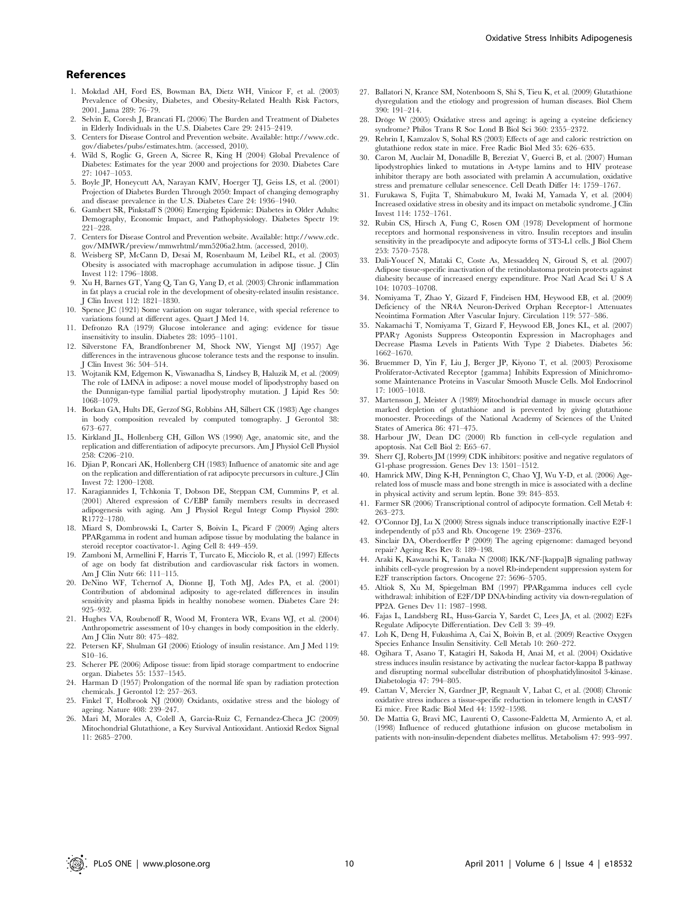## References

1. Mokdad AH, Ford ES, Bowman BA, Dietz WH, Vinicor F, et al. (2003) Prevalence of Obesity, Diabetes, and Obesity-Related Health Risk Factors, 2001. Jama 289: 76–79.
2. Selvin E, Coresh J, Brancati FL (2006) The Burden and Treatment of Diabetes in Elderly Individuals in the U.S. Diabetes Care 29: 2415–2419.
3. Centers for Disease Control and Prevention website. Available: http://www.cdc.gov/diabetes/pubs/estimates.htm. (accessed, 2010).
4. Wild S, Roglic G, Green A, Sicree R, King H (2004) Global Prevalence of Diabetes: Estimates for the year 2000 and projections for 2030. Diabetes Care 27: 1047–1053.
5. Boyle JP, Honeycutt AA, Narayan KMV, Hoerger TJ, Geiss LS, et al. (2001) Projection of Diabetes Burden Through 2050: Impact of changing demography and disease prevalence in the U.S. Diabetes Care 24: 1936–1940.
6. Gambert SR, Pinkstaff S (2006) Emerging Epidemic: Diabetes in Older Adults: Demography, Economic Impact, and Pathophysiology. Diabetes Spectr 19: 221–228.
7. Centers for Disease Control and Prevention website. Available: http://www.cdc.gov/MMWR/preview/mmwrhtml/mm5206a2.htm. (accessed, 2010).
8. Weisberg SP, McCann D, Desai M, Rosenbaum M, Leibel RL, et al. (2003) Obesity is associated with macrophage accumulation in adipose tissue. J Clin Invest 112: 1796–1808.
9. Xu H, Barnes GT, Yang Q, Tan G, Yang D, et al. (2003) Chronic inflammation in fat plays a crucial role in the development of obesity-related insulin resistance. J Clin Invest 112: 1821–1830.
10. Spence JC (1921) Some variation on sugar tolerance, with special reference to variations found at different ages. Quart J Med 14.
11. Defronzo RA (1979) Glucose intolerance and aging: evidence for tissue insensitivity to insulin. Diabetes 28: 1095–1101.
12. Silverstone FA, Brandfonbrener M, Shock NW, Yiengst MJ (1957) Age differences in the intravenous glucose tolerance tests and the response to insulin. J Clin Invest 36: 504–514.
13. Wojtanik KM, Edgemon K, Viswanadha S, Lindsey B, Haluzik M, et al. (2009) The role of LMNA in adipose: a novel mouse model of lipodystrophy based on the Dunnigan-type familial partial lipodystrophy mutation. J Lipid Res 50: 1068–1079.
14. Borkan GA, Hults DE, Gerzof SG, Robbins AH, Silbert CK (1983) Age changes in body composition revealed by computed tomography. J Gerontol 38: 673–677.
15. Kirkland JL, Hollenberg CH, Gillon WS (1990) Age, anatomic site, and the replication and differentiation of adipocyte precursors. Am J Physiol Cell Physiol 258: C206–210.
16. Djian P, Roncari AK, Hollenberg CH (1983) Influence of anatomic site and age on the replication and differentiation of rat adipocyte precursors in culture. J Clin Invest 72: 1200–1208.
17. Karagiannides I, Tchkonia T, Dobson DE, Steppan CM, Cummins P, et al. (2001) Altered expression of C/EBP family members results in decreased adipogenesis with aging. Am J Physiol Regul Integr Comp Physiol 280: R1772–1780.
18. Miard S, Dombrowski L, Carter S, Boivin L, Picard F (2009) Aging alters PPARgamma in rodent and human adipose tissue by modulating the balance in steroid receptor coactivator-1. Aging Cell 8: 449–459.
19. Zamboni M, Armellini F, Harris T, Turcato E, Micciolo R, et al. (1997) Effects of age on body fat distribution and cardiovascular risk factors in women. Am J Clin Nutr 66: 111–115.
20. DeNino WF, Tchernof A, Dionne IJ, Toth MJ, Ades PA, et al. (2001) Contribution of abdominal adiposity to age-related differences in insulin sensitivity and plasma lipids in healthy nonobese women. Diabetes Care 24: 925–932.
21. Hughes VA, Roubenoff R, Wood M, Frontera WR, Evans WJ, et al. (2004) Anthropometric assessment of 10-y changes in body composition in the elderly. Am J Clin Nutr 80: 475–482.
22. Petersen KF, Shulman GI (2006) Etiology of insulin resistance. Am J Med 119: S10–16.
23. Scherer PE (2006) Adipose tissue: from lipid storage compartment to endocrine organ. Diabetes 55: 1537–1545.
24. Harman D (1957) Prolongation of the normal life span by radiation protection chemicals. J Gerontol 12: 257–263.
25. Finkel T, Holbrook NJ (2000) Oxidants, oxidative stress and the biology of ageing. Nature 408: 239–247.
26. Mari M, Morales A, Colell A, Garcia-Ruiz C, Fernandez-Checa JC (2009) Mitochondrial Glutathione, a Key Survival Antioxidant. Antioxid Redox Signal 11: 2685–2700.
27. Ballatori N, Krance SM, Notenboom S, Shi S, Tieu K, et al. (2009) Glutathione dysregulation and the etiology and progression of human diseases. Biol Chem 390: 191–214.
28. Dröge W (2005) Oxidative stress and ageing: is ageing a cysteine deficiency syndrome? Philos Trans R Soc Lond B Biol Sci 360: 2355–2372.
29. Rebrin I, Kamzalov S, Sohal RS (2003) Effects of age and caloric restriction on glutathione redox state in mice. Free Radic Biol Med 35: 626–635.
30. Caron M, Auclair M, Donadille B, Bereziat V, Guerci B, et al. (2007) Human lipodystrophies linked to mutations in A-type lamins and to HIV protease inhibitor therapy are both associated with prelamin A accumulation, oxidative stress and premature cellular senescence. Cell Death Differ 14: 1759–1767.
31. Furukawa S, Fujita T, Shimabukuro M, Iwaki M, Yamada Y, et al. (2004) Increased oxidative stress in obesity and its impact on metabolic syndrome. J Clin Invest 114: 1752–1761.
32. Rubin CS, Hirsch A, Fung C, Rosen OM (1978) Development of hormone receptors and hormonal responsiveness in vitro. Insulin receptors and insulin sensitivity in the preadipocyte and adipocyte forms of 3T3-L1 cells. J Biol Chem 253: 7570–7578.
33. Dali-Youcef N, Mataki C, Coste As, Messaddeq N, Giroud S, et al. (2007) Adipose tissue-specific inactivation of the retinoblastoma protein protects against diabesity because of increased energy expenditure. Proc Natl Acad Sci U S A 104: 10703–10708.
34. Nomiyama T, Zhao Y, Gizard F, Findeisen HM, Heywood EB, et al. (2009) Deficiency of the NR4A Neuron-Derived Orphan Receptor-1 Attenuates Neointima Formation After Vascular Injury. Circulation 119: 577–586.
35. Nakamachi T, Nomiyama T, Gizard F, Heywood EB, Jones KL, et al. (2007) PPARγ Agonists Suppress Osteopontin Expression in Macrophages and Decrease Plasma Levels in Patients With Type 2 Diabetes. Diabetes 56: 1662–1670.
36. Bruemmer D, Yin F, Liu J, Berger JP, Kiyono T, et al. (2003) Peroxisome Proliferator-Activated Receptor {gamma} Inhibits Expression of Minichromosome Maintenance Proteins in Vascular Smooth Muscle Cells. Mol Endocrinol 17: 1005–1018.
37. Martensson J, Meister A (1989) Mitochondrial damage in muscle occurs after marked depletion of glutathione and is prevented by giving glutathione monoester. Proceedings of the National Academy of Sciences of the United States of America 86: 471–475.
38. Harbour JW, Dean DC (2000) Rb function in cell-cycle regulation and apoptosis. Nat Cell Biol 2: E65–67.
39. Sherr CJ, Roberts JM (1999) CDK inhibitors: positive and negative regulators of G1-phase progression. Genes Dev 13: 1501–1512.
40. Hamrick MW, Ding K-H, Pennington C, Chao YJ, Wu Y-D, et al. (2006) Age-related loss of muscle mass and bone strength in mice is associated with a decline in physical activity and serum leptin. Bone 39: 845–853.
41. Farmer SR (2006) Transcriptional control of adipocyte formation. Cell Metab 4: 263–273.
42. O'Connor DJ, Lu X (2000) Stress signals induce transcriptionally inactive E2F-1 independently of p53 and Rb. Oncogene 19: 2369–2376.
43. Sinclair DA, Oberdoerffer P (2009) The ageing epigenome: damaged beyond repair? Ageing Res Rev 8: 189–198.
44. Araki K, Kawauchi K, Tanaka N (2008) IKK/NF-[kappa]B signaling pathway inhibits cell-cycle progression by a novel Rb-independent suppression system for E2F transcription factors. Oncogene 27: 5696–5705.
45. Altiok S, Xu M, Spiegelman BM (1997) PPARgamma induces cell cycle withdrawal: inhibition of E2F/DP DNA-binding activity via down-regulation of PP2A. Genes Dev 11: 1987–1998.
46. Fajas L, Landsberg RL, Huss-Garcia Y, Sardet C, Lees JA, et al. (2002) E2Fs Regulate Adipocyte Differentiation. Dev Cell 3: 39–49.
47. Loh K, Deng H, Fukushima A, Cai X, Boivin B, et al. (2009) Reactive Oxygen Species Enhance Insulin Sensitivity. Cell Metab 10: 260–272.
48. Ogihara T, Asano T, Katagiri H, Sakoda H, Anai M, et al. (2004) Oxidative stress induces insulin resistance by activating the nuclear factor-kappa B pathway and disrupting normal subcellular distribution of phosphatidylinositol 3-kinase. Diabetologia 47: 794–805.
49. Cattan V, Mercier N, Gardner JP, Regnault V, Labat C, et al. (2008) Chronic oxidative stress induces a tissue-specific reduction in telomere length in CAST/Ei mice. Free Radic Biol Med 44: 1592–1598.
50. De Mattia G, Bravi MC, Laurenti O, Cassone-Faldetta M, Armiento A, et al. (1998) Influence of reduced glutathione infusion on glucose metabolism in patients with non-insulin-dependent diabetes mellitus. Metabolism 47: 993–997.